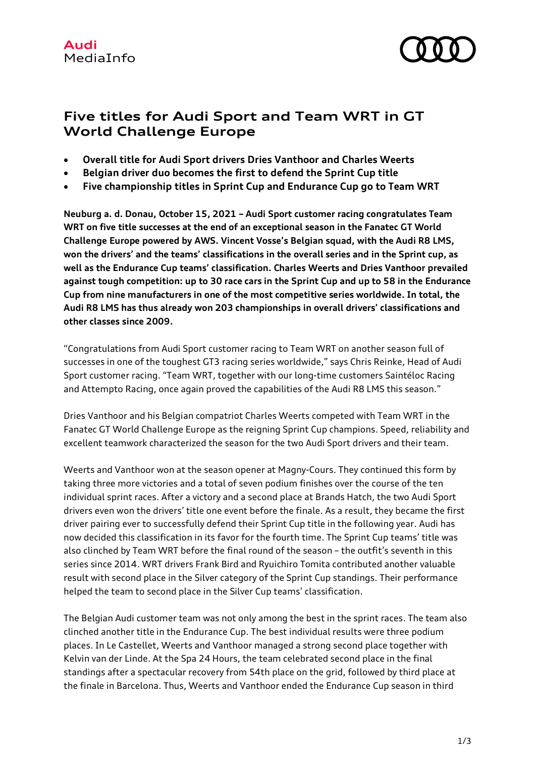Audi
MediaInfo

# Five titles for Audi Sport and Team WRT in GT World Challenge Europe

- **Overall title for Audi Sport drivers Dries Vanthoor and Charles Weerts**
- **Belgian driver duo becomes the first to defend the Sprint Cup title**
- **Five championship titles in Sprint Cup and Endurance Cup go to Team WRT**

**Neuburg a. d. Donau, October 15, 2021 – Audi Sport customer racing congratulates Team WRT on five title successes at the end of an exceptional season in the Fanatec GT World Challenge Europe powered by AWS. Vincent Vosse's Belgian squad, with the Audi R8 LMS, won the drivers' and the teams' classifications in the overall series and in the Sprint cup, as well as the Endurance Cup teams' classification. Charles Weerts and Dries Vanthoor prevailed against tough competition: up to 30 race cars in the Sprint Cup and up to 58 in the Endurance Cup from nine manufacturers in one of the most competitive series worldwide. In total, the Audi R8 LMS has thus already won 203 championships in overall drivers' classifications and other classes since 2009.**

"Congratulations from Audi Sport customer racing to Team WRT on another season full of successes in one of the toughest GT3 racing series worldwide," says Chris Reinke, Head of Audi Sport customer racing. "Team WRT, together with our long-time customers Saintéloc Racing and Attempto Racing, once again proved the capabilities of the Audi R8 LMS this season."

Dries Vanthoor and his Belgian compatriot Charles Weerts competed with Team WRT in the Fanatec GT World Challenge Europe as the reigning Sprint Cup champions. Speed, reliability and excellent teamwork characterized the season for the two Audi Sport drivers and their team.

Weerts and Vanthoor won at the season opener at Magny-Cours. They continued this form by taking three more victories and a total of seven podium finishes over the course of the ten individual sprint races. After a victory and a second place at Brands Hatch, the two Audi Sport drivers even won the drivers' title one event before the finale. As a result, they became the first driver pairing ever to successfully defend their Sprint Cup title in the following year. Audi has now decided this classification in its favor for the fourth time. The Sprint Cup teams' title was also clinched by Team WRT before the final round of the season – the outfit's seventh in this series since 2014. WRT drivers Frank Bird and Ryuichiro Tomita contributed another valuable result with second place in the Silver category of the Sprint Cup standings. Their performance helped the team to second place in the Silver Cup teams' classification.

The Belgian Audi customer team was not only among the best in the sprint races. The team also clinched another title in the Endurance Cup. The best individual results were three podium places. In Le Castellet, Weerts and Vanthoor managed a strong second place together with Kelvin van der Linde. At the Spa 24 Hours, the team celebrated second place in the final standings after a spectacular recovery from 54th place on the grid, followed by third place at the finale in Barcelona. Thus, Weerts and Vanthoor ended the Endurance Cup season in third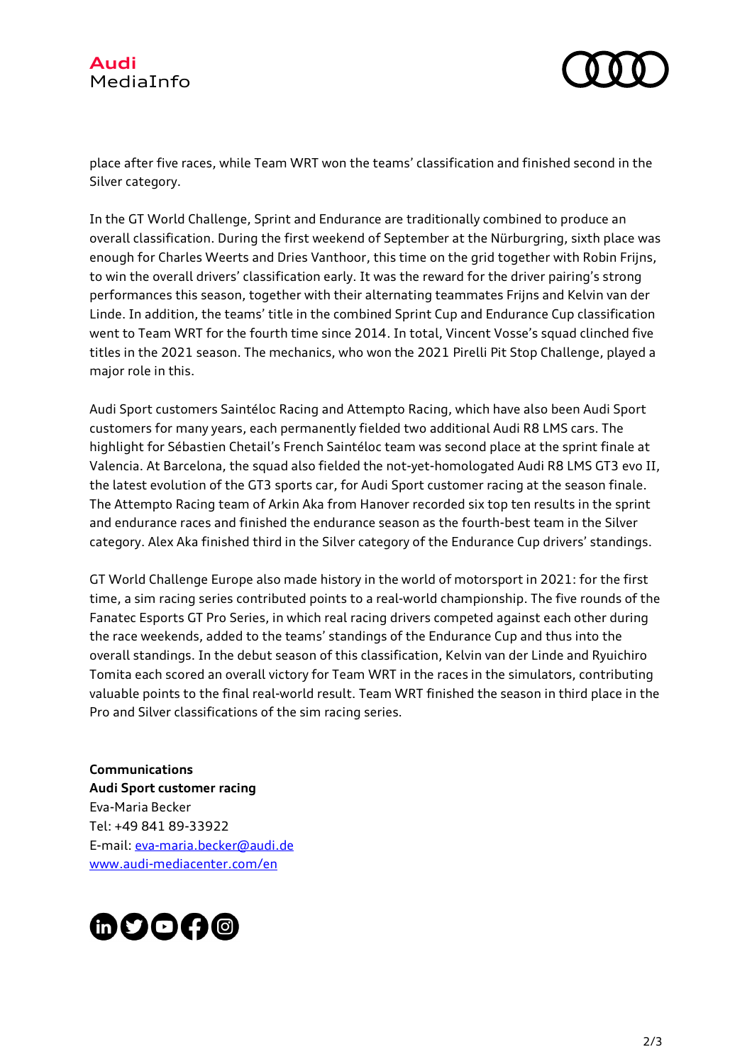place after five races, while Team WRT won the teams' classification and finished second in the Silver category.

In the GT World Challenge, Sprint and Endurance are traditionally combined to produce an overall classification. During the first weekend of September at the Nürburgring, sixth place was enough for Charles Weerts and Dries Vanthoor, this time on the grid together with Robin Frijns, to win the overall drivers' classification early. It was the reward for the driver pairing's strong performances this season, together with their alternating teammates Frijns and Kelvin van der Linde. In addition, the teams' title in the combined Sprint Cup and Endurance Cup classification went to Team WRT for the fourth time since 2014. In total, Vincent Vosse's squad clinched five titles in the 2021 season. The mechanics, who won the 2021 Pirelli Pit Stop Challenge, played a major role in this.

Audi Sport customers Saintéloc Racing and Attempto Racing, which have also been Audi Sport customers for many years, each permanently fielded two additional Audi R8 LMS cars. The highlight for Sébastien Chetail's French Saintéloc team was second place at the sprint finale at Valencia. At Barcelona, the squad also fielded the not-yet-homologated Audi R8 LMS GT3 evo II, the latest evolution of the GT3 sports car, for Audi Sport customer racing at the season finale. The Attempto Racing team of Arkin Aka from Hanover recorded six top ten results in the sprint and endurance races and finished the endurance season as the fourth-best team in the Silver category. Alex Aka finished third in the Silver category of the Endurance Cup drivers' standings.

GT World Challenge Europe also made history in the world of motorsport in 2021: for the first time, a sim racing series contributed points to a real-world championship. The five rounds of the Fanatec Esports GT Pro Series, in which real racing drivers competed against each other during the race weekends, added to the teams' standings of the Endurance Cup and thus into the overall standings. In the debut season of this classification, Kelvin van der Linde and Ryuichiro Tomita each scored an overall victory for Team WRT in the races in the simulators, contributing valuable points to the final real-world result. Team WRT finished the season in third place in the Pro and Silver classifications of the sim racing series.

**Communications**
**Audi Sport customer racing**
Eva-Maria Becker
Tel: +49 841 89-33922
E-mail: eva-maria.becker@audi.de
www.audi-mediacenter.com/en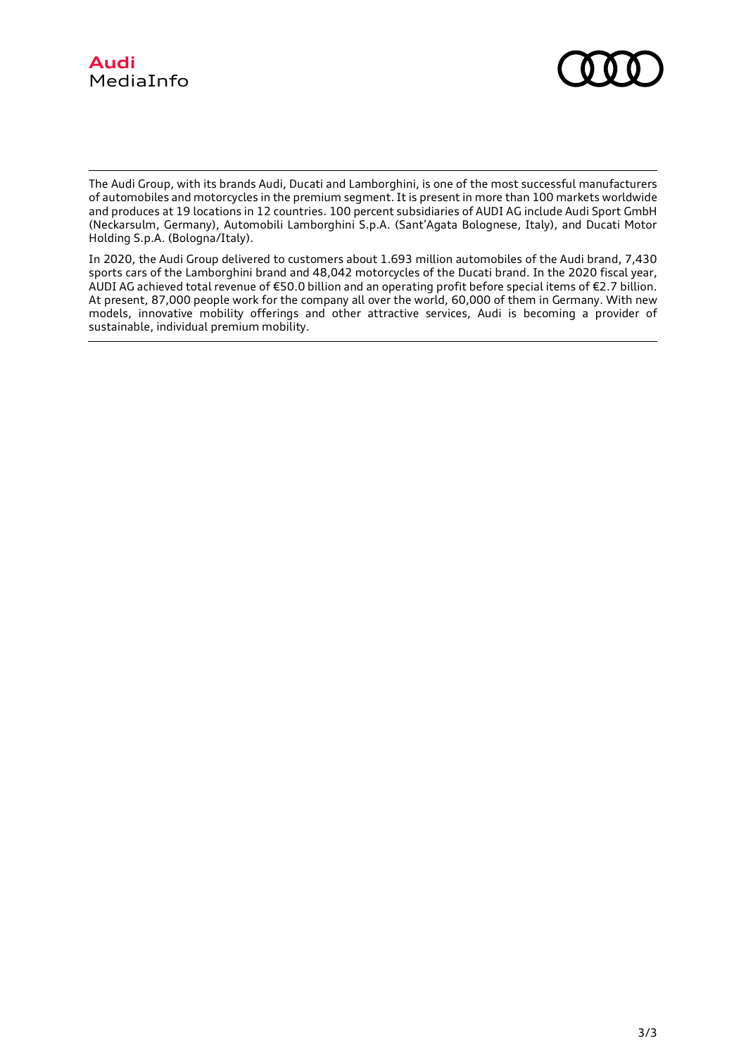The Audi Group, with its brands Audi, Ducati and Lamborghini, is one of the most successful manufacturers of automobiles and motorcycles in the premium segment. It is present in more than 100 markets worldwide and produces at 19 locations in 12 countries. 100 percent subsidiaries of AUDI AG include Audi Sport GmbH (Neckarsulm, Germany), Automobili Lamborghini S.p.A. (Sant'Agata Bolognese, Italy), and Ducati Motor Holding S.p.A. (Bologna/Italy).

In 2020, the Audi Group delivered to customers about 1.693 million automobiles of the Audi brand, 7,430 sports cars of the Lamborghini brand and 48,042 motorcycles of the Ducati brand. In the 2020 fiscal year, AUDI AG achieved total revenue of €50.0 billion and an operating profit before special items of €2.7 billion. At present, 87,000 people work for the company all over the world, 60,000 of them in Germany. With new models, innovative mobility offerings and other attractive services, Audi is becoming a provider of sustainable, individual premium mobility.